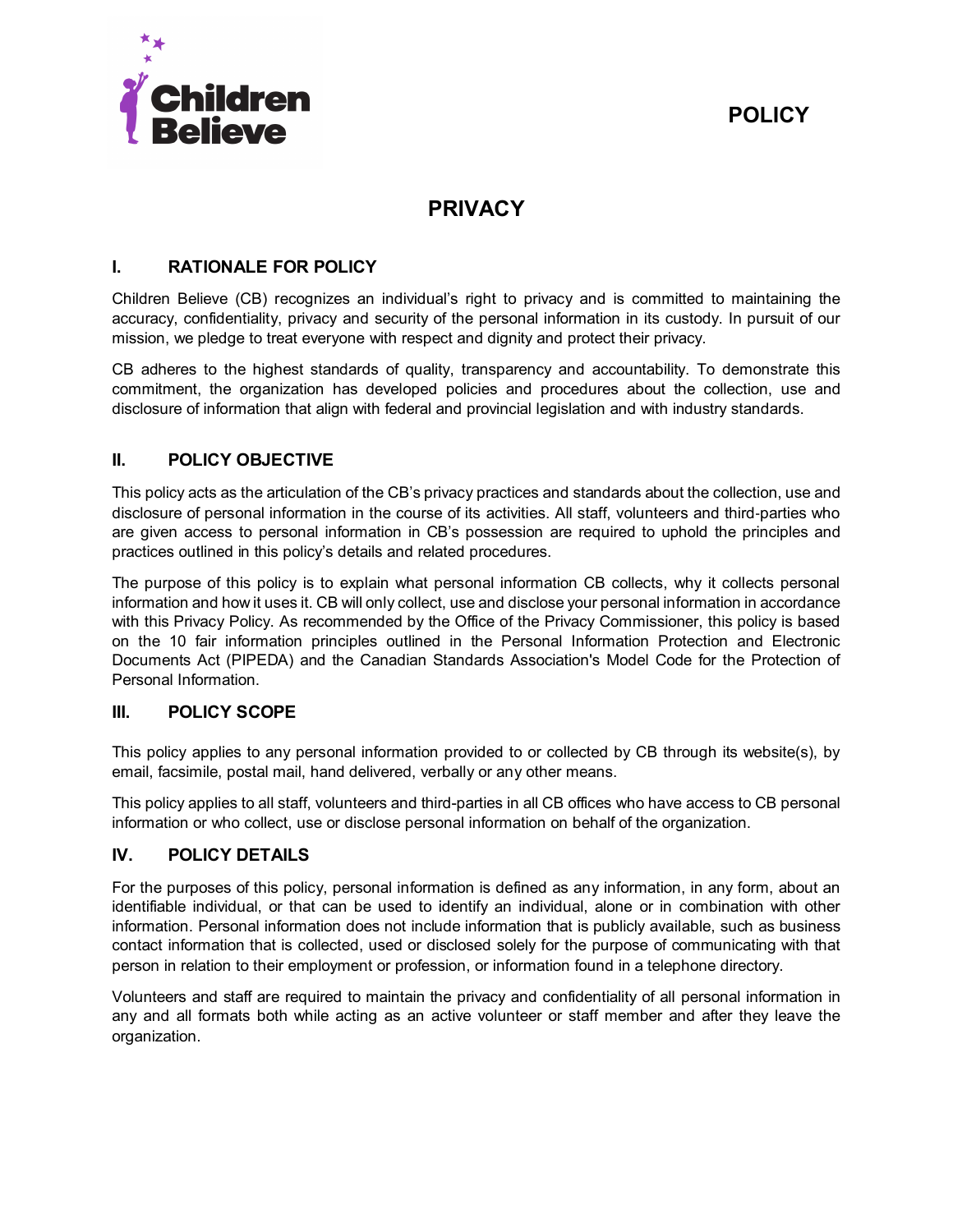Children Believe

POLICY

# PRIVACY

## I. RATIONALE FOR POLICY

Children Believe (CB) recognizes an individual's right to privacy and is committed to maintaining the accuracy, confidentiality, privacy and security of the personal information in its custody. In pursuit of our mission, we pledge to treat everyone with respect and dignity and protect their privacy.

CB adheres to the highest standards of quality, transparency and accountability. To demonstrate this commitment, the organization has developed policies and procedures about the collection, use and disclosure of information that align with federal and provincial legislation and with industry standards.

## II. POLICY OBJECTIVE

This policy acts as the articulation of the CB's privacy practices and standards about the collection, use and disclosure of personal information in the course of its activities. All staff, volunteers and third-parties who are given access to personal information in CB's possession are required to uphold the principles and practices outlined in this policy's details and related procedures.

The purpose of this policy is to explain what personal information CB collects, why it collects personal information and how it uses it. CB will only collect, use and disclose your personal information in accordance with this Privacy Policy. As recommended by the Office of the Privacy Commissioner, this policy is based on the 10 fair information principles outlined in the Personal Information Protection and Electronic Documents Act (PIPEDA) and the Canadian Standards Association's Model Code for the Protection of Personal Information.

## III. POLICY SCOPE

This policy applies to any personal information provided to or collected by CB through its website(s), by email, facsimile, postal mail, hand delivered, verbally or any other means.

This policy applies to all staff, volunteers and third-parties in all CB offices who have access to CB personal information or who collect, use or disclose personal information on behalf of the organization.

## IV. POLICY DETAILS

For the purposes of this policy, personal information is defined as any information, in any form, about an identifiable individual, or that can be used to identify an individual, alone or in combination with other information. Personal information does not include information that is publicly available, such as business contact information that is collected, used or disclosed solely for the purpose of communicating with that person in relation to their employment or profession, or information found in a telephone directory.

Volunteers and staff are required to maintain the privacy and confidentiality of all personal information in any and all formats both while acting as an active volunteer or staff member and after they leave the organization.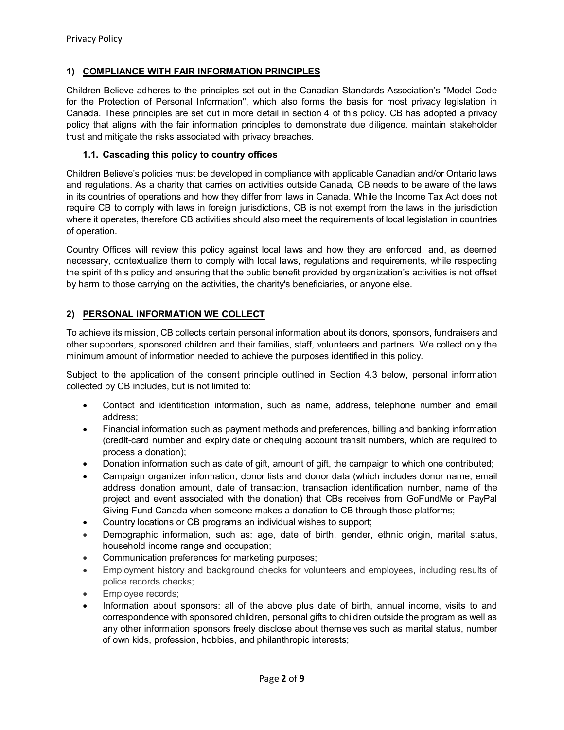## 1) COMPLIANCE WITH FAIR INFORMATION PRINCIPLES

Children Believe adheres to the principles set out in the Canadian Standards Association's "Model Code for the Protection of Personal Information", which also forms the basis for most privacy legislation in Canada. These principles are set out in more detail in section 4 of this policy. CB has adopted a privacy policy that aligns with the fair information principles to demonstrate due diligence, maintain stakeholder trust and mitigate the risks associated with privacy breaches.

### 1.1. Cascading this policy to country offices

Children Believe's policies must be developed in compliance with applicable Canadian and/or Ontario laws and regulations. As a charity that carries on activities outside Canada, CB needs to be aware of the laws in its countries of operations and how they differ from laws in Canada. While the Income Tax Act does not require CB to comply with laws in foreign jurisdictions, CB is not exempt from the laws in the jurisdiction where it operates, therefore CB activities should also meet the requirements of local legislation in countries of operation.

Country Offices will review this policy against local laws and how they are enforced, and, as deemed necessary, contextualize them to comply with local laws, regulations and requirements, while respecting the spirit of this policy and ensuring that the public benefit provided by organization's activities is not offset by harm to those carrying on the activities, the charity's beneficiaries, or anyone else.

## 2) PERSONAL INFORMATION WE COLLECT

To achieve its mission, CB collects certain personal information about its donors, sponsors, fundraisers and other supporters, sponsored children and their families, staff, volunteers and partners. We collect only the minimum amount of information needed to achieve the purposes identified in this policy.

Subject to the application of the consent principle outlined in Section 4.3 below, personal information collected by CB includes, but is not limited to:

- Contact and identification information, such as name, address, telephone number and email address;
- Financial information such as payment methods and preferences, billing and banking information (credit-card number and expiry date or chequing account transit numbers, which are required to process a donation);
- Donation information such as date of gift, amount of gift, the campaign to which one contributed;
- Campaign organizer information, donor lists and donor data (which includes donor name, email address donation amount, date of transaction, transaction identification number, name of the project and event associated with the donation) that CBs receives from GoFundMe or PayPal Giving Fund Canada when someone makes a donation to CB through those platforms;
- Country locations or CB programs an individual wishes to support;
- Demographic information, such as: age, date of birth, gender, ethnic origin, marital status, household income range and occupation;
- Communication preferences for marketing purposes;
- Employment history and background checks for volunteers and employees, including results of police records checks;
- Employee records;
- Information about sponsors: all of the above plus date of birth, annual income, visits to and correspondence with sponsored children, personal gifts to children outside the program as well as any other information sponsors freely disclose about themselves such as marital status, number of own kids, profession, hobbies, and philanthropic interests;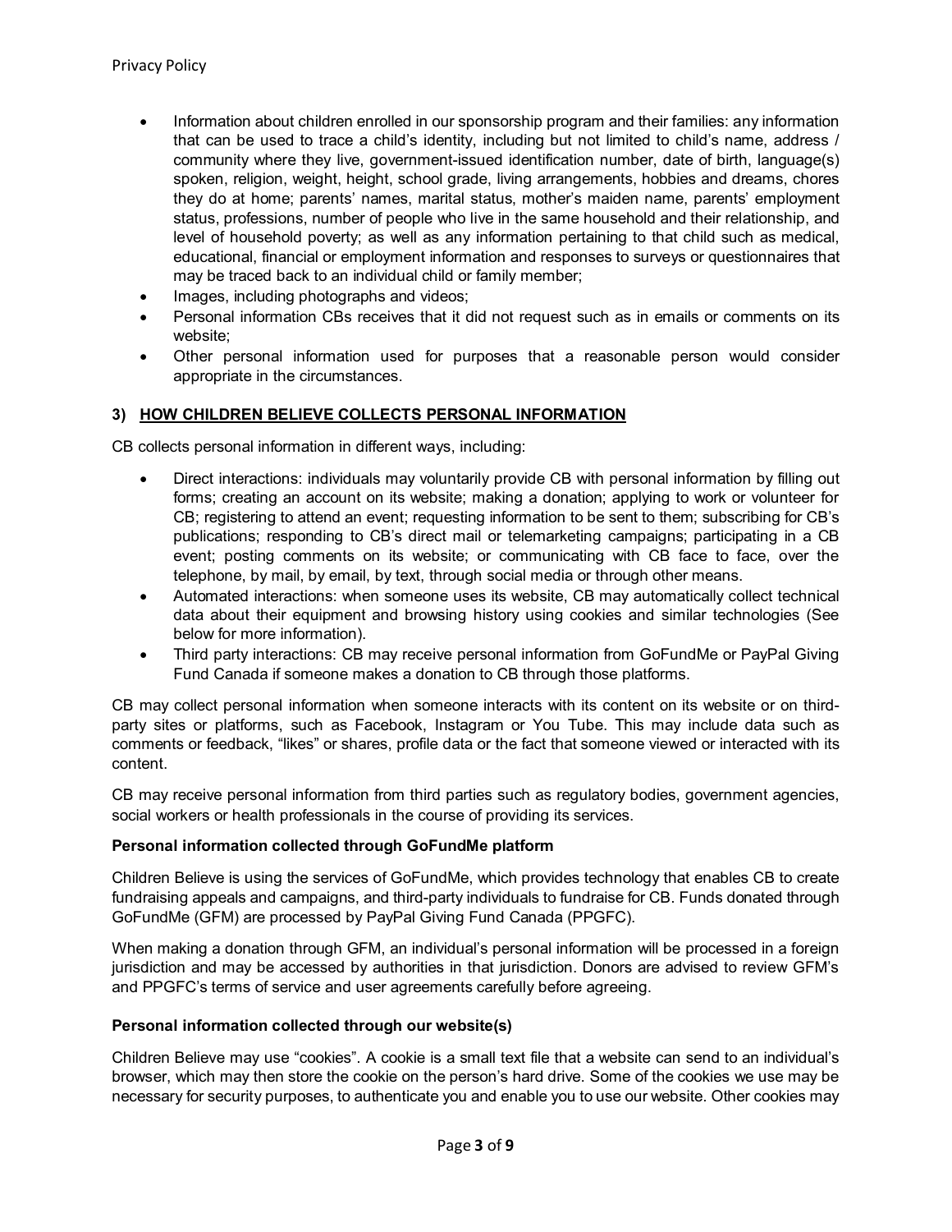- Information about children enrolled in our sponsorship program and their families: any information that can be used to trace a child's identity, including but not limited to child's name, address / community where they live, government-issued identification number, date of birth, language(s) spoken, religion, weight, height, school grade, living arrangements, hobbies and dreams, chores they do at home; parents' names, marital status, mother's maiden name, parents' employment status, professions, number of people who live in the same household and their relationship, and level of household poverty; as well as any information pertaining to that child such as medical, educational, financial or employment information and responses to surveys or questionnaires that may be traced back to an individual child or family member;
- Images, including photographs and videos;
- Personal information CBs receives that it did not request such as in emails or comments on its website;
- Other personal information used for purposes that a reasonable person would consider appropriate in the circumstances.

### 3) HOW CHILDREN BELIEVE COLLECTS PERSONAL INFORMATION

CB collects personal information in different ways, including:

- Direct interactions: individuals may voluntarily provide CB with personal information by filling out forms; creating an account on its website; making a donation; applying to work or volunteer for CB; registering to attend an event; requesting information to be sent to them; subscribing for CB's publications; responding to CB's direct mail or telemarketing campaigns; participating in a CB event; posting comments on its website; or communicating with CB face to face, over the telephone, by mail, by email, by text, through social media or through other means.
- Automated interactions: when someone uses its website, CB may automatically collect technical data about their equipment and browsing history using cookies and similar technologies (See below for more information).
- Third party interactions: CB may receive personal information from GoFundMe or PayPal Giving Fund Canada if someone makes a donation to CB through those platforms.

CB may collect personal information when someone interacts with its content on its website or on third-party sites or platforms, such as Facebook, Instagram or You Tube. This may include data such as comments or feedback, "likes" or shares, profile data or the fact that someone viewed or interacted with its content.

CB may receive personal information from third parties such as regulatory bodies, government agencies, social workers or health professionals in the course of providing its services.

**Personal information collected through GoFundMe platform**

Children Believe is using the services of GoFundMe, which provides technology that enables CB to create fundraising appeals and campaigns, and third-party individuals to fundraise for CB. Funds donated through GoFundMe (GFM) are processed by PayPal Giving Fund Canada (PPGFC).

When making a donation through GFM, an individual's personal information will be processed in a foreign jurisdiction and may be accessed by authorities in that jurisdiction. Donors are advised to review GFM's and PPGFC's terms of service and user agreements carefully before agreeing.

**Personal information collected through our website(s)**

Children Believe may use "cookies". A cookie is a small text file that a website can send to an individual's browser, which may then store the cookie on the person's hard drive. Some of the cookies we use may be necessary for security purposes, to authenticate you and enable you to use our website. Other cookies may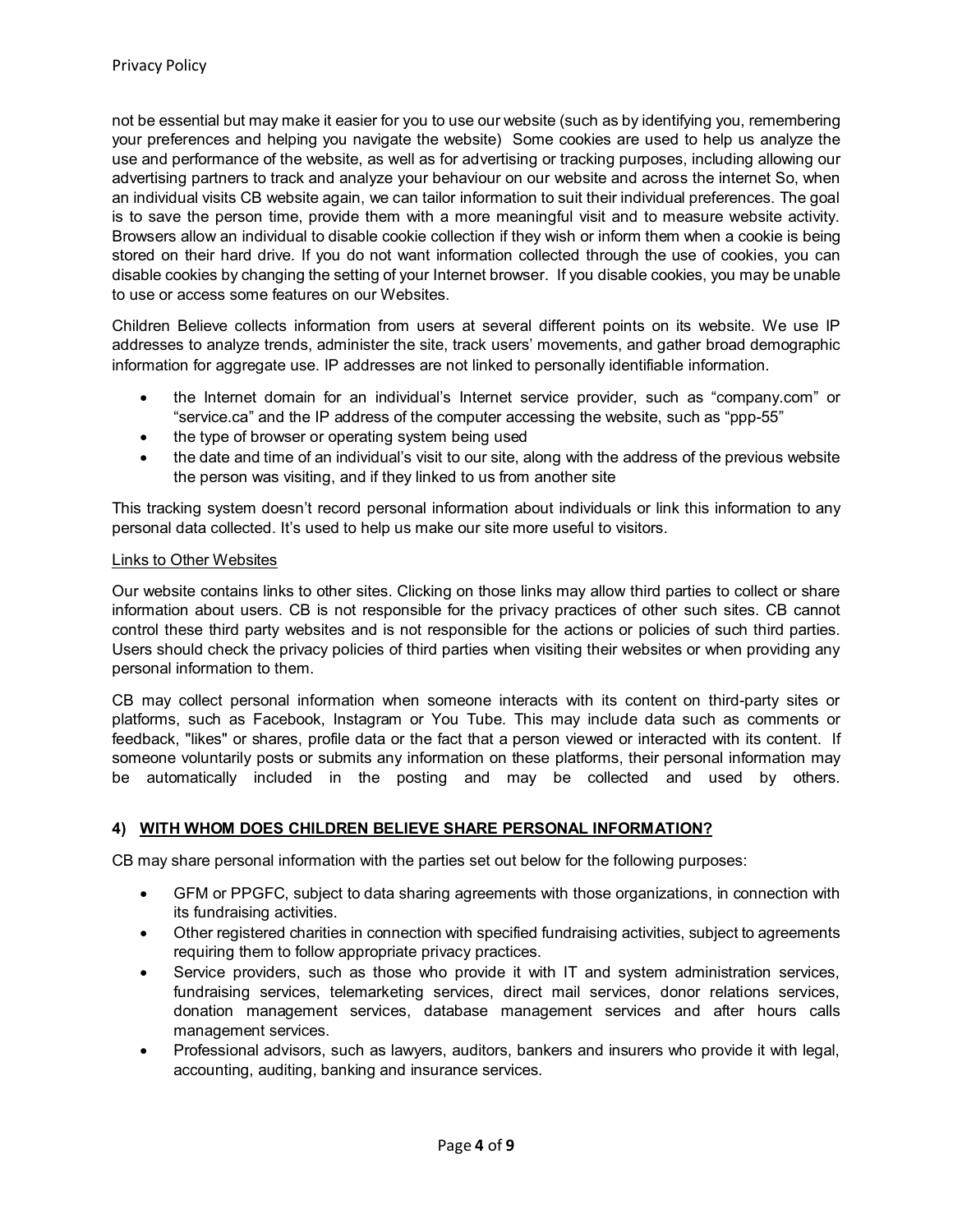not be essential but may make it easier for you to use our website (such as by identifying you, remembering your preferences and helping you navigate the website) Some cookies are used to help us analyze the use and performance of the website, as well as for advertising or tracking purposes, including allowing our advertising partners to track and analyze your behaviour on our website and across the internet So, when an individual visits CB website again, we can tailor information to suit their individual preferences. The goal is to save the person time, provide them with a more meaningful visit and to measure website activity. Browsers allow an individual to disable cookie collection if they wish or inform them when a cookie is being stored on their hard drive. If you do not want information collected through the use of cookies, you can disable cookies by changing the setting of your Internet browser. If you disable cookies, you may be unable to use or access some features on our Websites.

Children Believe collects information from users at several different points on its website. We use IP addresses to analyze trends, administer the site, track users' movements, and gather broad demographic information for aggregate use. IP addresses are not linked to personally identifiable information.

- the Internet domain for an individual's Internet service provider, such as "company.com" or "service.ca" and the IP address of the computer accessing the website, such as "ppp-55"
- the type of browser or operating system being used
- the date and time of an individual's visit to our site, along with the address of the previous website the person was visiting, and if they linked to us from another site

This tracking system doesn't record personal information about individuals or link this information to any personal data collected. It's used to help us make our site more useful to visitors.

Links to Other Websites

Our website contains links to other sites. Clicking on those links may allow third parties to collect or share information about users. CB is not responsible for the privacy practices of other such sites. CB cannot control these third party websites and is not responsible for the actions or policies of such third parties. Users should check the privacy policies of third parties when visiting their websites or when providing any personal information to them.

CB may collect personal information when someone interacts with its content on third-party sites or platforms, such as Facebook, Instagram or You Tube. This may include data such as comments or feedback, "likes" or shares, profile data or the fact that a person viewed or interacted with its content. If someone voluntarily posts or submits any information on these platforms, their personal information may be automatically included in the posting and may be collected and used by others.

## 4) WITH WHOM DOES CHILDREN BELIEVE SHARE PERSONAL INFORMATION?

CB may share personal information with the parties set out below for the following purposes:

- GFM or PPGFC, subject to data sharing agreements with those organizations, in connection with its fundraising activities.
- Other registered charities in connection with specified fundraising activities, subject to agreements requiring them to follow appropriate privacy practices.
- Service providers, such as those who provide it with IT and system administration services, fundraising services, telemarketing services, direct mail services, donor relations services, donation management services, database management services and after hours calls management services.
- Professional advisors, such as lawyers, auditors, bankers and insurers who provide it with legal, accounting, auditing, banking and insurance services.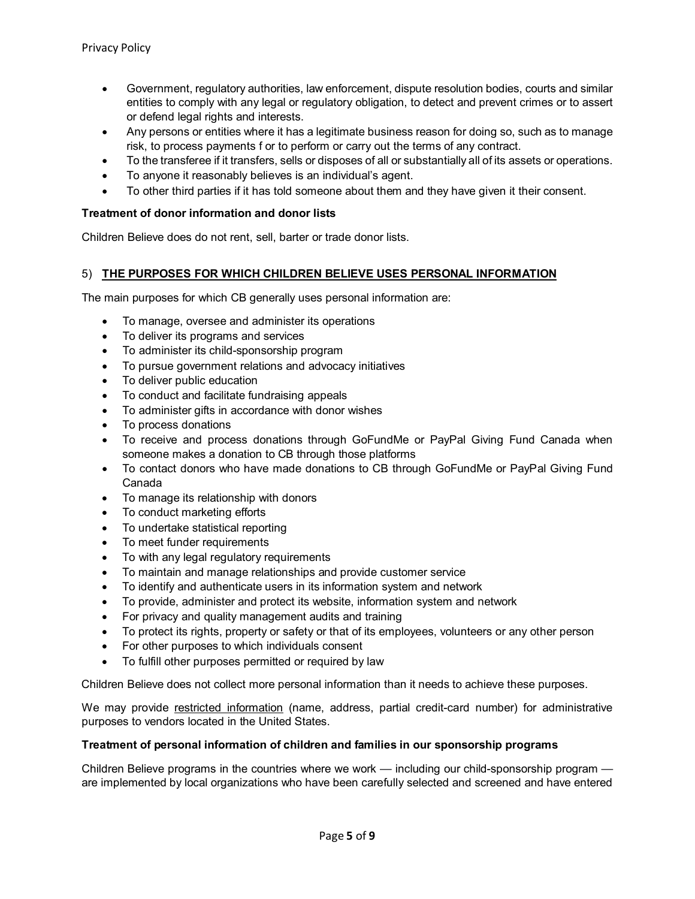- Government, regulatory authorities, law enforcement, dispute resolution bodies, courts and similar entities to comply with any legal or regulatory obligation, to detect and prevent crimes or to assert or defend legal rights and interests.
- Any persons or entities where it has a legitimate business reason for doing so, such as to manage risk, to process payments f or to perform or carry out the terms of any contract.
- To the transferee if it transfers, sells or disposes of all or substantially all of its assets or operations.
- To anyone it reasonably believes is an individual's agent.
- To other third parties if it has told someone about them and they have given it their consent.

**Treatment of donor information and donor lists**

Children Believe does do not rent, sell, barter or trade donor lists.

## 5) THE PURPOSES FOR WHICH CHILDREN BELIEVE USES PERSONAL INFORMATION

The main purposes for which CB generally uses personal information are:

- To manage, oversee and administer its operations
- To deliver its programs and services
- To administer its child-sponsorship program
- To pursue government relations and advocacy initiatives
- To deliver public education
- To conduct and facilitate fundraising appeals
- To administer gifts in accordance with donor wishes
- To process donations
- To receive and process donations through GoFundMe or PayPal Giving Fund Canada when someone makes a donation to CB through those platforms
- To contact donors who have made donations to CB through GoFundMe or PayPal Giving Fund Canada
- To manage its relationship with donors
- To conduct marketing efforts
- To undertake statistical reporting
- To meet funder requirements
- To with any legal regulatory requirements
- To maintain and manage relationships and provide customer service
- To identify and authenticate users in its information system and network
- To provide, administer and protect its website, information system and network
- For privacy and quality management audits and training
- To protect its rights, property or safety or that of its employees, volunteers or any other person
- For other purposes to which individuals consent
- To fulfill other purposes permitted or required by law

Children Believe does not collect more personal information than it needs to achieve these purposes.

We may provide restricted information (name, address, partial credit-card number) for administrative purposes to vendors located in the United States.

**Treatment of personal information of children and families in our sponsorship programs**

Children Believe programs in the countries where we work — including our child-sponsorship program — are implemented by local organizations who have been carefully selected and screened and have entered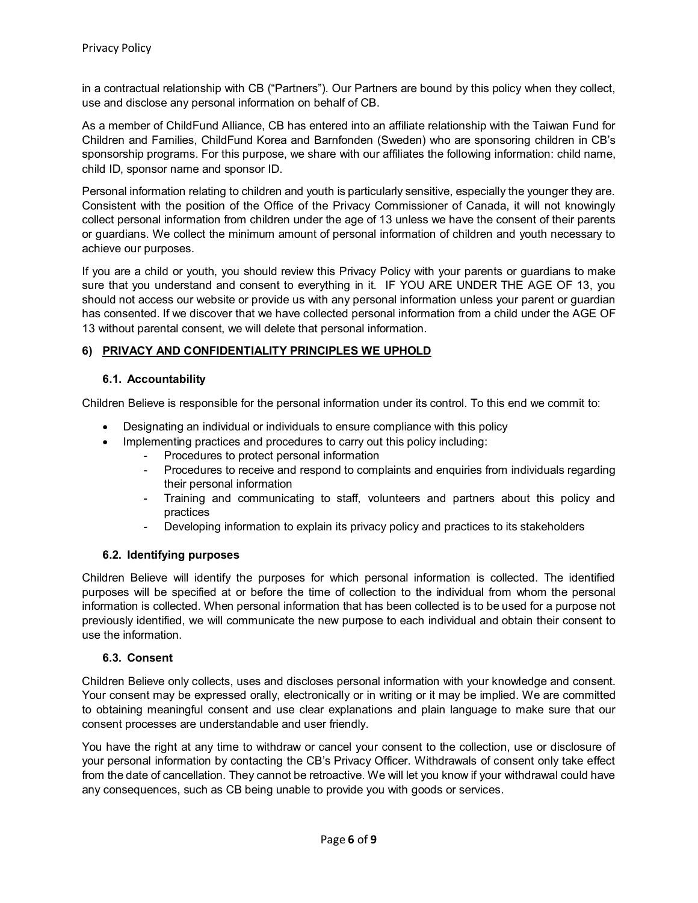in a contractual relationship with CB ("Partners"). Our Partners are bound by this policy when they collect, use and disclose any personal information on behalf of CB.

As a member of ChildFund Alliance, CB has entered into an affiliate relationship with the Taiwan Fund for Children and Families, ChildFund Korea and Barnfonden (Sweden) who are sponsoring children in CB's sponsorship programs. For this purpose, we share with our affiliates the following information: child name, child ID, sponsor name and sponsor ID.

Personal information relating to children and youth is particularly sensitive, especially the younger they are. Consistent with the position of the Office of the Privacy Commissioner of Canada, it will not knowingly collect personal information from children under the age of 13 unless we have the consent of their parents or guardians. We collect the minimum amount of personal information of children and youth necessary to achieve our purposes.

If you are a child or youth, you should review this Privacy Policy with your parents or guardians to make sure that you understand and consent to everything in it. IF YOU ARE UNDER THE AGE OF 13, you should not access our website or provide us with any personal information unless your parent or guardian has consented. If we discover that we have collected personal information from a child under the AGE OF 13 without parental consent, we will delete that personal information.

## 6) PRIVACY AND CONFIDENTIALITY PRINCIPLES WE UPHOLD

### 6.1. Accountability

Children Believe is responsible for the personal information under its control. To this end we commit to:

- Designating an individual or individuals to ensure compliance with this policy
- Implementing practices and procedures to carry out this policy including:
    - Procedures to protect personal information
    - Procedures to receive and respond to complaints and enquiries from individuals regarding their personal information
    - Training and communicating to staff, volunteers and partners about this policy and practices
    - Developing information to explain its privacy policy and practices to its stakeholders

### 6.2. Identifying purposes

Children Believe will identify the purposes for which personal information is collected. The identified purposes will be specified at or before the time of collection to the individual from whom the personal information is collected. When personal information that has been collected is to be used for a purpose not previously identified, we will communicate the new purpose to each individual and obtain their consent to use the information.

### 6.3. Consent

Children Believe only collects, uses and discloses personal information with your knowledge and consent. Your consent may be expressed orally, electronically or in writing or it may be implied. We are committed to obtaining meaningful consent and use clear explanations and plain language to make sure that our consent processes are understandable and user friendly.

You have the right at any time to withdraw or cancel your consent to the collection, use or disclosure of your personal information by contacting the CB's Privacy Officer. Withdrawals of consent only take effect from the date of cancellation. They cannot be retroactive. We will let you know if your withdrawal could have any consequences, such as CB being unable to provide you with goods or services.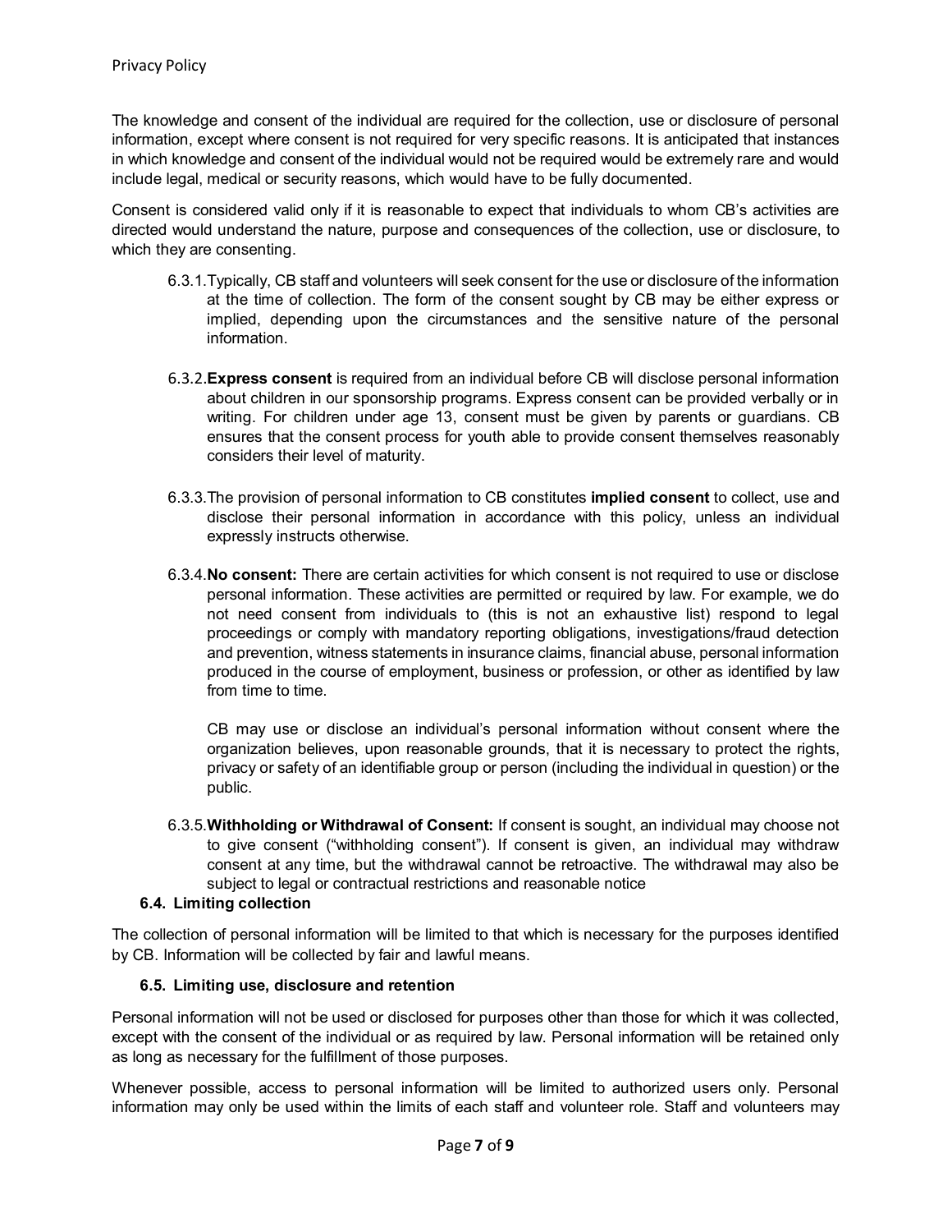The knowledge and consent of the individual are required for the collection, use or disclosure of personal information, except where consent is not required for very specific reasons. It is anticipated that instances in which knowledge and consent of the individual would not be required would be extremely rare and would include legal, medical or security reasons, which would have to be fully documented.

Consent is considered valid only if it is reasonable to expect that individuals to whom CB's activities are directed would understand the nature, purpose and consequences of the collection, use or disclosure, to which they are consenting.

6.3.1. Typically, CB staff and volunteers will seek consent for the use or disclosure of the information at the time of collection. The form of the consent sought by CB may be either express or implied, depending upon the circumstances and the sensitive nature of the personal information.

6.3.2. **Express consent** is required from an individual before CB will disclose personal information about children in our sponsorship programs. Express consent can be provided verbally or in writing. For children under age 13, consent must be given by parents or guardians. CB ensures that the consent process for youth able to provide consent themselves reasonably considers their level of maturity.

6.3.3. The provision of personal information to CB constitutes **implied consent** to collect, use and disclose their personal information in accordance with this policy, unless an individual expressly instructs otherwise.

6.3.4. **No consent:** There are certain activities for which consent is not required to use or disclose personal information. These activities are permitted or required by law. For example, we do not need consent from individuals to (this is not an exhaustive list) respond to legal proceedings or comply with mandatory reporting obligations, investigations/fraud detection and prevention, witness statements in insurance claims, financial abuse, personal information produced in the course of employment, business or profession, or other as identified by law from time to time.

CB may use or disclose an individual's personal information without consent where the organization believes, upon reasonable grounds, that it is necessary to protect the rights, privacy or safety of an identifiable group or person (including the individual in question) or the public.

6.3.5. **Withholding or Withdrawal of Consent:** If consent is sought, an individual may choose not to give consent ("withholding consent"). If consent is given, an individual may withdraw consent at any time, but the withdrawal cannot be retroactive. The withdrawal may also be subject to legal or contractual restrictions and reasonable notice

### 6.4. Limiting collection

The collection of personal information will be limited to that which is necessary for the purposes identified by CB. Information will be collected by fair and lawful means.

### 6.5. Limiting use, disclosure and retention

Personal information will not be used or disclosed for purposes other than those for which it was collected, except with the consent of the individual or as required by law. Personal information will be retained only as long as necessary for the fulfillment of those purposes.

Whenever possible, access to personal information will be limited to authorized users only. Personal information may only be used within the limits of each staff and volunteer role. Staff and volunteers may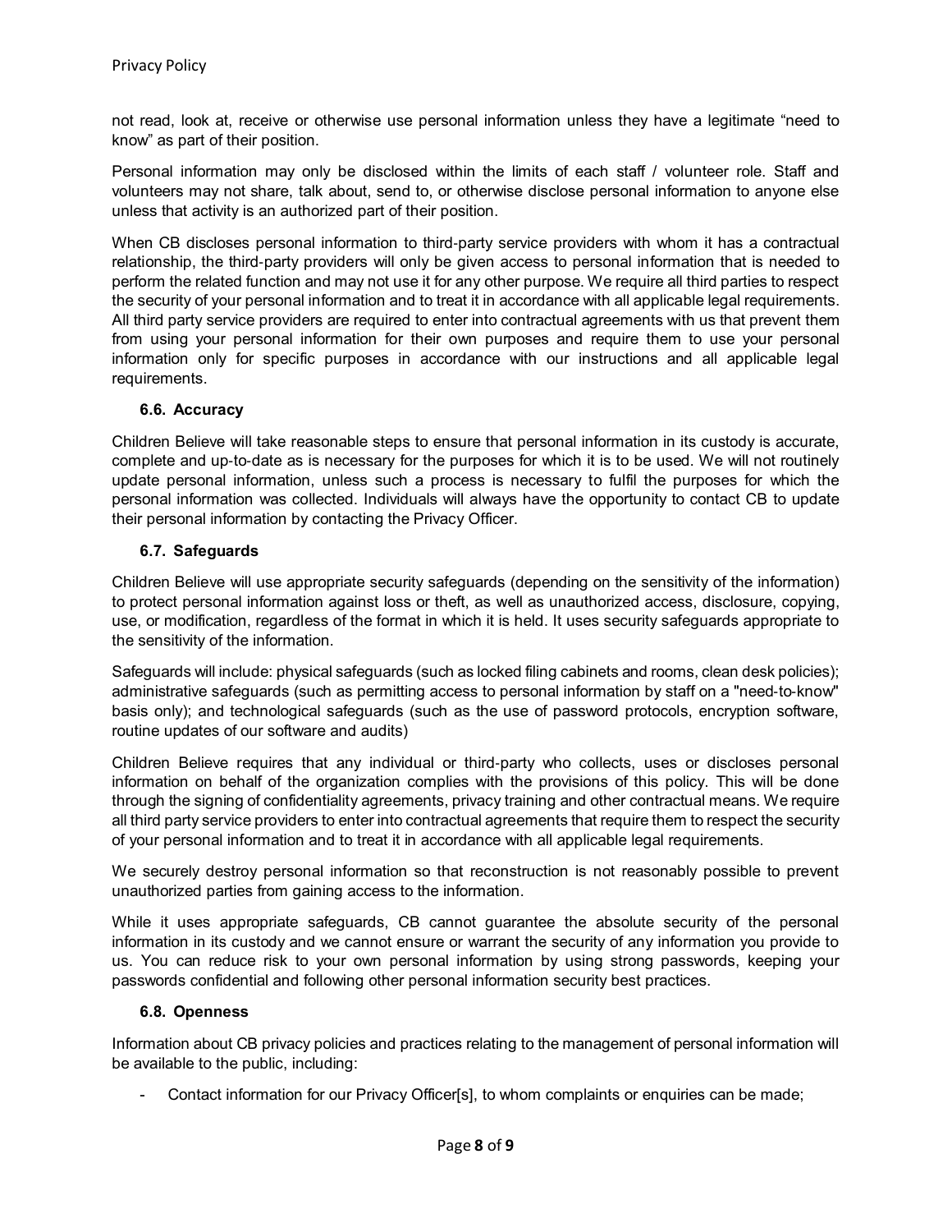not read, look at, receive or otherwise use personal information unless they have a legitimate "need to know" as part of their position.

Personal information may only be disclosed within the limits of each staff / volunteer role. Staff and volunteers may not share, talk about, send to, or otherwise disclose personal information to anyone else unless that activity is an authorized part of their position.

When CB discloses personal information to third-party service providers with whom it has a contractual relationship, the third-party providers will only be given access to personal information that is needed to perform the related function and may not use it for any other purpose. We require all third parties to respect the security of your personal information and to treat it in accordance with all applicable legal requirements. All third party service providers are required to enter into contractual agreements with us that prevent them from using your personal information for their own purposes and require them to use your personal information only for specific purposes in accordance with our instructions and all applicable legal requirements.

### 6.6. Accuracy

Children Believe will take reasonable steps to ensure that personal information in its custody is accurate, complete and up-to-date as is necessary for the purposes for which it is to be used. We will not routinely update personal information, unless such a process is necessary to fulfil the purposes for which the personal information was collected. Individuals will always have the opportunity to contact CB to update their personal information by contacting the Privacy Officer.

### 6.7. Safeguards

Children Believe will use appropriate security safeguards (depending on the sensitivity of the information) to protect personal information against loss or theft, as well as unauthorized access, disclosure, copying, use, or modification, regardless of the format in which it is held. It uses security safeguards appropriate to the sensitivity of the information.

Safeguards will include: physical safeguards (such as locked filing cabinets and rooms, clean desk policies); administrative safeguards (such as permitting access to personal information by staff on a "need-to-know" basis only); and technological safeguards (such as the use of password protocols, encryption software, routine updates of our software and audits)

Children Believe requires that any individual or third-party who collects, uses or discloses personal information on behalf of the organization complies with the provisions of this policy. This will be done through the signing of confidentiality agreements, privacy training and other contractual means. We require all third party service providers to enter into contractual agreements that require them to respect the security of your personal information and to treat it in accordance with all applicable legal requirements.

We securely destroy personal information so that reconstruction is not reasonably possible to prevent unauthorized parties from gaining access to the information.

While it uses appropriate safeguards, CB cannot guarantee the absolute security of the personal information in its custody and we cannot ensure or warrant the security of any information you provide to us. You can reduce risk to your own personal information by using strong passwords, keeping your passwords confidential and following other personal information security best practices.

### 6.8. Openness

Information about CB privacy policies and practices relating to the management of personal information will be available to the public, including:

- Contact information for our Privacy Officer[s], to whom complaints or enquiries can be made;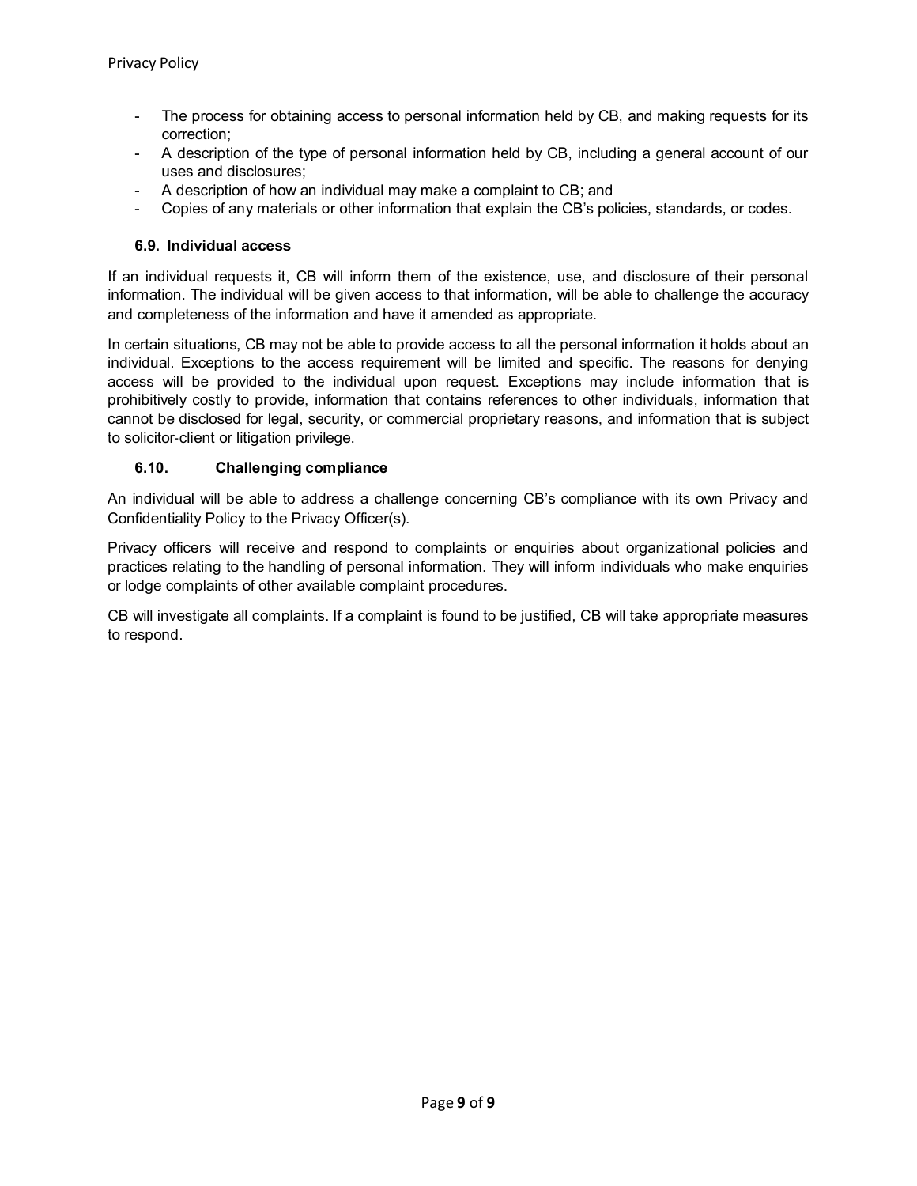- The process for obtaining access to personal information held by CB, and making requests for its correction;
- A description of the type of personal information held by CB, including a general account of our uses and disclosures;
- A description of how an individual may make a complaint to CB; and
- Copies of any materials or other information that explain the CB's policies, standards, or codes.

### 6.9. Individual access

If an individual requests it, CB will inform them of the existence, use, and disclosure of their personal information. The individual will be given access to that information, will be able to challenge the accuracy and completeness of the information and have it amended as appropriate.

In certain situations, CB may not be able to provide access to all the personal information it holds about an individual. Exceptions to the access requirement will be limited and specific. The reasons for denying access will be provided to the individual upon request. Exceptions may include information that is prohibitively costly to provide, information that contains references to other individuals, information that cannot be disclosed for legal, security, or commercial proprietary reasons, and information that is subject to solicitor-client or litigation privilege.

### 6.10. Challenging compliance

An individual will be able to address a challenge concerning CB's compliance with its own Privacy and Confidentiality Policy to the Privacy Officer(s).

Privacy officers will receive and respond to complaints or enquiries about organizational policies and practices relating to the handling of personal information. They will inform individuals who make enquiries or lodge complaints of other available complaint procedures.

CB will investigate all complaints. If a complaint is found to be justified, CB will take appropriate measures to respond.